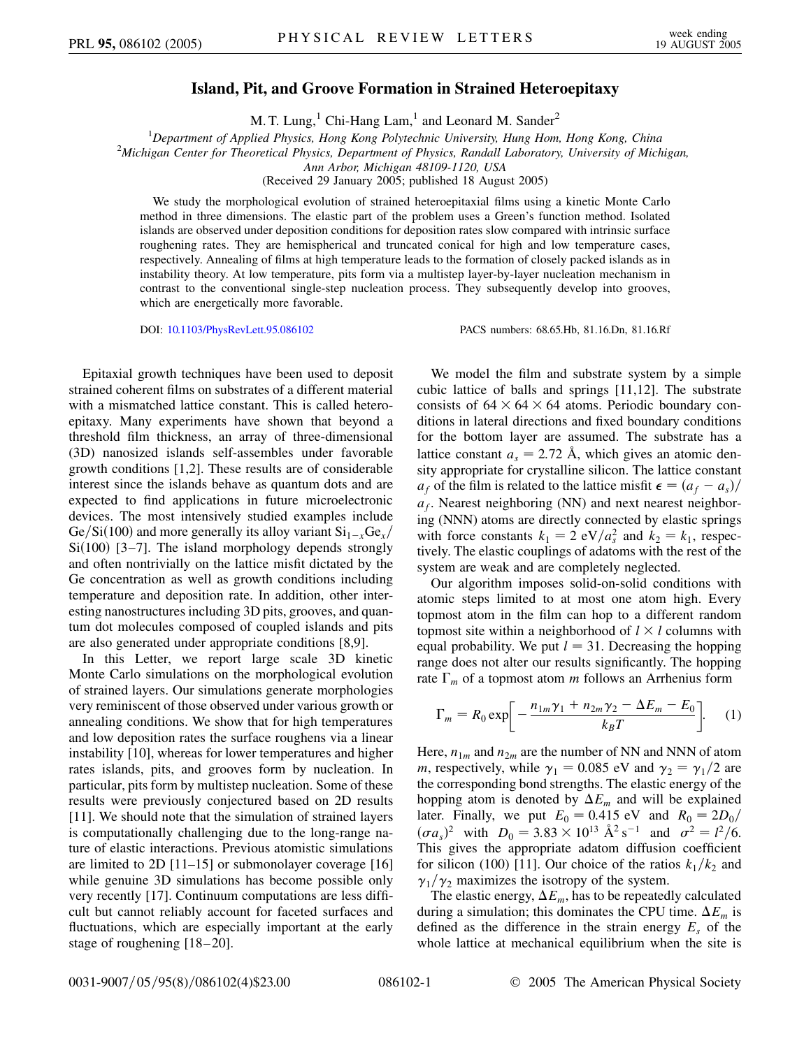# Island, Pit, and Groove Formation in Strained Heteroepitaxy

M. T. Lung,[1] Chi-Hang Lam,[1] and Leonard M. Sander[2]

[1]Department of Applied Physics, Hong Kong Polytechnic University, Hung Hom, Hong Kong, China
[2]Michigan Center for Theoretical Physics, Department of Physics, Randall Laboratory, University of Michigan, Ann Arbor, Michigan 48109-1120, USA

(Received 29 January 2005; published 18 August 2005)

We study the morphological evolution of strained heteroepitaxial films using a kinetic Monte Carlo method in three dimensions. The elastic part of the problem uses a Green's function method. Isolated islands are observed under deposition conditions for deposition rates slow compared with intrinsic surface roughening rates. They are hemispherical and truncated conical for high and low temperature cases, respectively. Annealing of films at high temperature leads to the formation of closely packed islands as in instability theory. At low temperature, pits form via a multistep layer-by-layer nucleation mechanism in contrast to the conventional single-step nucleation process. They subsequently develop into grooves, which are energetically more favorable.

DOI: 10.1103/PhysRevLett.95.086102 PACS numbers: 68.65.Hb, 81.16.Dn, 81.16.Rf

Epitaxial growth techniques have been used to deposit strained coherent films on substrates of a different material with a mismatched lattice constant. This is called heteroepitaxy. Many experiments have shown that beyond a threshold film thickness, an array of three-dimensional (3D) nanosized islands self-assembles under favorable growth conditions [1,2]. These results are of considerable interest since the islands behave as quantum dots and are expected to find applications in future microelectronic devices. The most intensively studied examples include Ge/Si(100) and more generally its alloy variant $Si_{1-x}Ge_x$/Si(100) [3–7]. The island morphology depends strongly and often nontrivially on the lattice misfit dictated by the Ge concentration as well as growth conditions including temperature and deposition rate. In addition, other interesting nanostructures including 3D pits, grooves, and quantum dot molecules composed of coupled islands and pits are also generated under appropriate conditions [8,9].

In this Letter, we report large scale 3D kinetic Monte Carlo simulations on the morphological evolution of strained layers. Our simulations generate morphologies very reminiscent of those observed under various growth or annealing conditions. We show that for high temperatures and low deposition rates the surface roughens via a linear instability [10], whereas for lower temperatures and higher rates islands, pits, and grooves form by nucleation. In particular, pits form by multistep nucleation. Some of these results were previously conjectured based on 2D results [11]. We should note that the simulation of strained layers is computationally challenging due to the long-range nature of elastic interactions. Previous atomistic simulations are limited to 2D [11–15] or submonolayer coverage [16] while genuine 3D simulations has become possible only very recently [17]. Continuum computations are less difficult but cannot reliably account for faceted surfaces and fluctuations, which are especially important at the early stage of roughening [18–20].

We model the film and substrate system by a simple cubic lattice of balls and springs [11,12]. The substrate consists of $64 \times 64 \times 64$ atoms. Periodic boundary conditions in lateral directions and fixed boundary conditions for the bottom layer are assumed. The substrate has a lattice constant $a_s = 2.72$ Å, which gives an atomic density appropriate for crystalline silicon. The lattice constant $a_f$ of the film is related to the lattice misfit $\epsilon = (a_f - a_s)/a_f$. Nearest neighboring (NN) and next nearest neighboring (NNN) atoms are directly connected by elastic springs with force constants $k_1 = 2$ eV$/a_s^2$ and $k_2 = k_1$, respectively. The elastic couplings of adatoms with the rest of the system are weak and are completely neglected.

Our algorithm imposes solid-on-solid conditions with atomic steps limited to at most one atom high. Every topmost atom in the film can hop to a different random topmost site within a neighborhood of $l \times l$ columns with equal probability. We put $l = 31$. Decreasing the hopping range does not alter our results significantly. The hopping rate $\Gamma_m$ of a topmost atom $m$ follows an Arrhenius form

$$\Gamma_m = R_0 \exp\left[-\frac{n_{1m}\gamma_1 + n_{2m}\gamma_2 - \Delta E_m - E_0}{k_B T}\right]. \quad (1)$$

Here, $n_{1m}$ and $n_{2m}$ are the number of NN and NNN of atom $m$, respectively, while $\gamma_1 = 0.085$ eV and $\gamma_2 = \gamma_1/2$ are the corresponding bond strengths. The elastic energy of the hopping atom is denoted by $\Delta E_m$ and will be explained later. Finally, we put $E_0 = 0.415$ eV and $R_0 = 2D_0/(\sigma a_s)^2$ with $D_0 = 3.83 \times 10^{13}$ Å$^2$ s$^{-1}$ and $\sigma^2 = l^2/6$. This gives the appropriate adatom diffusion coefficient for silicon (100) [11]. Our choice of the ratios $k_1/k_2$ and $\gamma_1/\gamma_2$ maximizes the isotropy of the system.

The elastic energy, $\Delta E_m$, has to be repeatedly calculated during a simulation; this dominates the CPU time. $\Delta E_m$ is defined as the difference in the strain energy $E_s$ of the whole lattice at mechanical equilibrium when the site is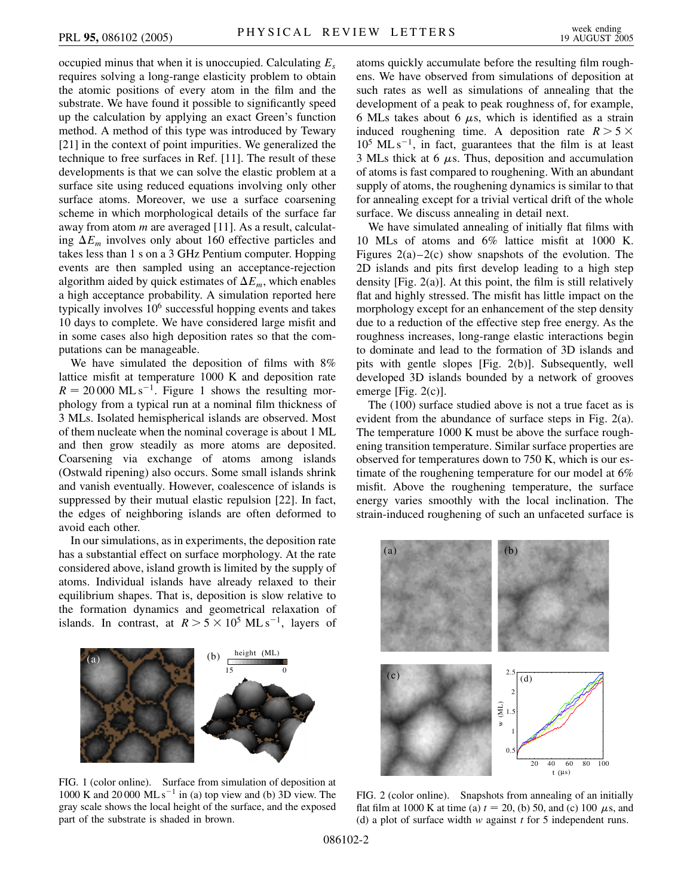occupied minus that when it is unoccupied. Calculating $E_s$ requires solving a long-range elasticity problem to obtain the atomic positions of every atom in the film and the substrate. We have found it possible to significantly speed up the calculation by applying an exact Green's function method. A method of this type was introduced by Tewary [21] in the context of point impurities. We generalized the technique to free surfaces in Ref. [11]. The result of these developments is that we can solve the elastic problem at a surface site using reduced equations involving only other surface atoms. Moreover, we use a surface coarsening scheme in which morphological details of the surface far away from atom $m$ are averaged [11]. As a result, calculating $\Delta E_m$ involves only about 160 effective particles and takes less than 1 s on a 3 GHz Pentium computer. Hopping events are then sampled using an acceptance-rejection algorithm aided by quick estimates of $\Delta E_m$, which enables a high acceptance probability. A simulation reported here typically involves $10^6$ successful hopping events and takes 10 days to complete. We have considered large misfit and in some cases also high deposition rates so that the computations can be manageable.

We have simulated the deposition of films with 8% lattice misfit at temperature 1000 K and deposition rate $R = 20\,000\ \mathrm{ML\,s^{-1}}$. Figure 1 shows the resulting morphology from a typical run at a nominal film thickness of 3 MLs. Isolated hemispherical islands are observed. Most of them nucleate when the nominal coverage is about 1 ML and then grow steadily as more atoms are deposited. Coarsening via exchange of atoms among islands (Ostwald ripening) also occurs. Some small islands shrink and vanish eventually. However, coalescence of islands is suppressed by their mutual elastic repulsion [22]. In fact, the edges of neighboring islands are often deformed to avoid each other.

In our simulations, as in experiments, the deposition rate has a substantial effect on surface morphology. At the rate considered above, island growth is limited by the supply of atoms. Individual islands have already relaxed to their equilibrium shapes. That is, deposition is slow relative to the formation dynamics and geometrical relaxation of islands. In contrast, at $R > 5 \times 10^5\ \mathrm{ML\,s^{-1}}$, layers of atoms quickly accumulate before the resulting film roughens. We have observed from simulations of deposition at such rates as well as simulations of annealing that the development of a peak to peak roughness of, for example, 6 MLs takes about 6 $\mu$s, which is identified as a strain induced roughening time. A deposition rate $R > 5 \times 10^5\ \mathrm{ML\,s^{-1}}$, in fact, guarantees that the film is at least 3 MLs thick at 6 $\mu$s. Thus, deposition and accumulation of atoms is fast compared to roughening. With an abundant supply of atoms, the roughening dynamics is similar to that for annealing except for a trivial vertical drift of the whole surface. We discuss annealing in detail next.

FIG. 1 (color online). Surface from simulation of deposition at 1000 K and 20 000 $\mathrm{ML\,s^{-1}}$ in (a) top view and (b) 3D view. The gray scale shows the local height of the surface, and the exposed part of the substrate is shaded in brown.

We have simulated annealing of initially flat films with 10 MLs of atoms and 6% lattice misfit at 1000 K. Figures 2(a)–2(c) show snapshots of the evolution. The 2D islands and pits first develop leading to a high step density [Fig. 2(a)]. At this point, the film is still relatively flat and highly stressed. The misfit has little impact on the morphology except for an enhancement of the step density due to a reduction of the effective step free energy. As the roughness increases, long-range elastic interactions begin to dominate and lead to the formation of 3D islands and pits with gentle slopes [Fig. 2(b)]. Subsequently, well developed 3D islands bounded by a network of grooves emerge [Fig. 2(c)].

The (100) surface studied above is not a true facet as is evident from the abundance of surface steps in Fig. 2(a). The temperature 1000 K must be above the surface roughening transition temperature. Similar surface properties are observed for temperatures down to 750 K, which is our estimate of the roughening temperature for our model at 6% misfit. Above the roughening temperature, the surface energy varies smoothly with the local inclination. The strain-induced roughening of such an unfaceted surface is

FIG. 2 (color online). Snapshots from annealing of an initially flat film at 1000 K at time (a) $t = 20$, (b) 50, and (c) 100 $\mu$s, and (d) a plot of surface width $w$ against $t$ for 5 independent runs.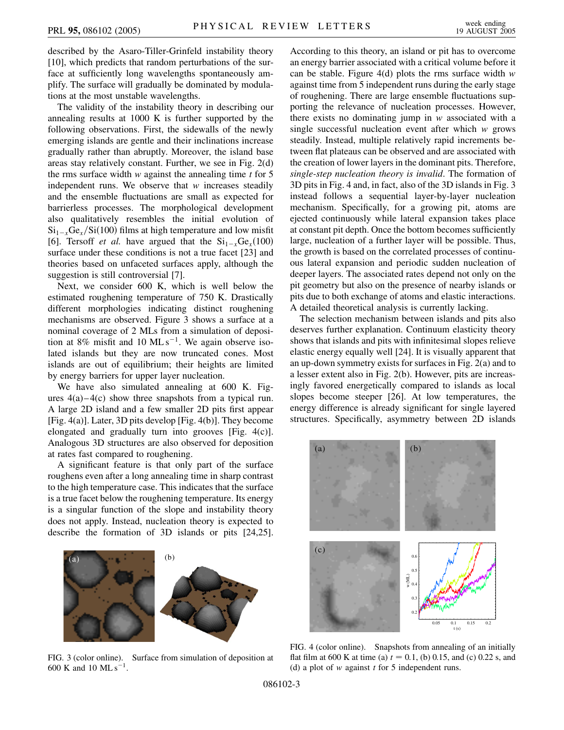described by the Asaro-Tiller-Grinfeld instability theory [10], which predicts that random perturbations of the surface at sufficiently long wavelengths spontaneously amplify. The surface will gradually be dominated by modulations at the most unstable wavelengths.

The validity of the instability theory in describing our annealing results at 1000 K is further supported by the following observations. First, the sidewalls of the newly emerging islands are gentle and their inclinations increase gradually rather than abruptly. Moreover, the island base areas stay relatively constant. Further, we see in Fig. 2(d) the rms surface width $w$ against the annealing time $t$ for 5 independent runs. We observe that $w$ increases steadily and the ensemble fluctuations are small as expected for barrierless processes. The morphological development also qualitatively resembles the initial evolution of $Si_{1-x}Ge_x/Si(100)$ films at high temperature and low misfit [6]. Tersoff *et al.* have argued that the $Si_{1-x}Ge_x(100)$ surface under these conditions is not a true facet [23] and theories based on unfaceted surfaces apply, although the suggestion is still controversial [7].

Next, we consider 600 K, which is well below the estimated roughening temperature of 750 K. Drastically different morphologies indicating distinct roughening mechanisms are observed. Figure 3 shows a surface at a nominal coverage of 2 MLs from a simulation of deposition at 8% misfit and 10 $ML\,s^{-1}$. We again observe isolated islands but they are now truncated cones. Most islands are out of equilibrium; their heights are limited by energy barriers for upper layer nucleation.

We have also simulated annealing at 600 K. Figures 4(a)–4(c) show three snapshots from a typical run. A large 2D island and a few smaller 2D pits first appear [Fig. 4(a)]. Later, 3D pits develop [Fig. 4(b)]. They become elongated and gradually turn into grooves [Fig. 4(c)]. Analogous 3D structures are also observed for deposition at rates fast compared to roughening.

A significant feature is that only part of the surface roughens even after a long annealing time in sharp contrast to the high temperature case. This indicates that the surface is a true facet below the roughening temperature. Its energy is a singular function of the slope and instability theory does not apply. Instead, nucleation theory is expected to describe the formation of 3D islands or pits [24,25]. According to this theory, an island or pit has to overcome an energy barrier associated with a critical volume before it can be stable. Figure 4(d) plots the rms surface width $w$ against time from 5 independent runs during the early stage of roughening. There are large ensemble fluctuations supporting the relevance of nucleation processes. However, there exists no dominating jump in $w$ associated with a single successful nucleation event after which $w$ grows steadily. Instead, multiple relatively rapid increments between flat plateaus can be observed and are associated with the creation of lower layers in the dominant pits. Therefore, *single-step nucleation theory is invalid*. The formation of 3D pits in Fig. 4 and, in fact, also of the 3D islands in Fig. 3 instead follows a sequential layer-by-layer nucleation mechanism. Specifically, for a growing pit, atoms are ejected continuously while lateral expansion takes place at constant pit depth. Once the bottom becomes sufficiently large, nucleation of a further layer will be possible. Thus, the growth is based on the correlated processes of continuous lateral expansion and periodic sudden nucleation of deeper layers. The associated rates depend not only on the pit geometry but also on the presence of nearby islands or pits due to both exchange of atoms and elastic interactions. A detailed theoretical analysis is currently lacking.

The selection mechanism between islands and pits also deserves further explanation. Continuum elasticity theory shows that islands and pits with infinitesimal slopes relieve elastic energy equally well [24]. It is visually apparent that an up-down symmetry exists for surfaces in Fig. 2(a) and to a lesser extent also in Fig. 2(b). However, pits are increasingly favored energetically compared to islands as local slopes become steeper [26]. At low temperatures, the energy difference is already significant for single layered structures. Specifically, asymmetry between 2D islands

FIG. 3 (color online). Surface from simulation of deposition at 600 K and 10 $ML\,s^{-1}$.

FIG. 4 (color online). Snapshots from annealing of an initially flat film at 600 K at time (a) $t = 0.1$, (b) 0.15, and (c) 0.22 s, and (d) a plot of $w$ against $t$ for 5 independent runs.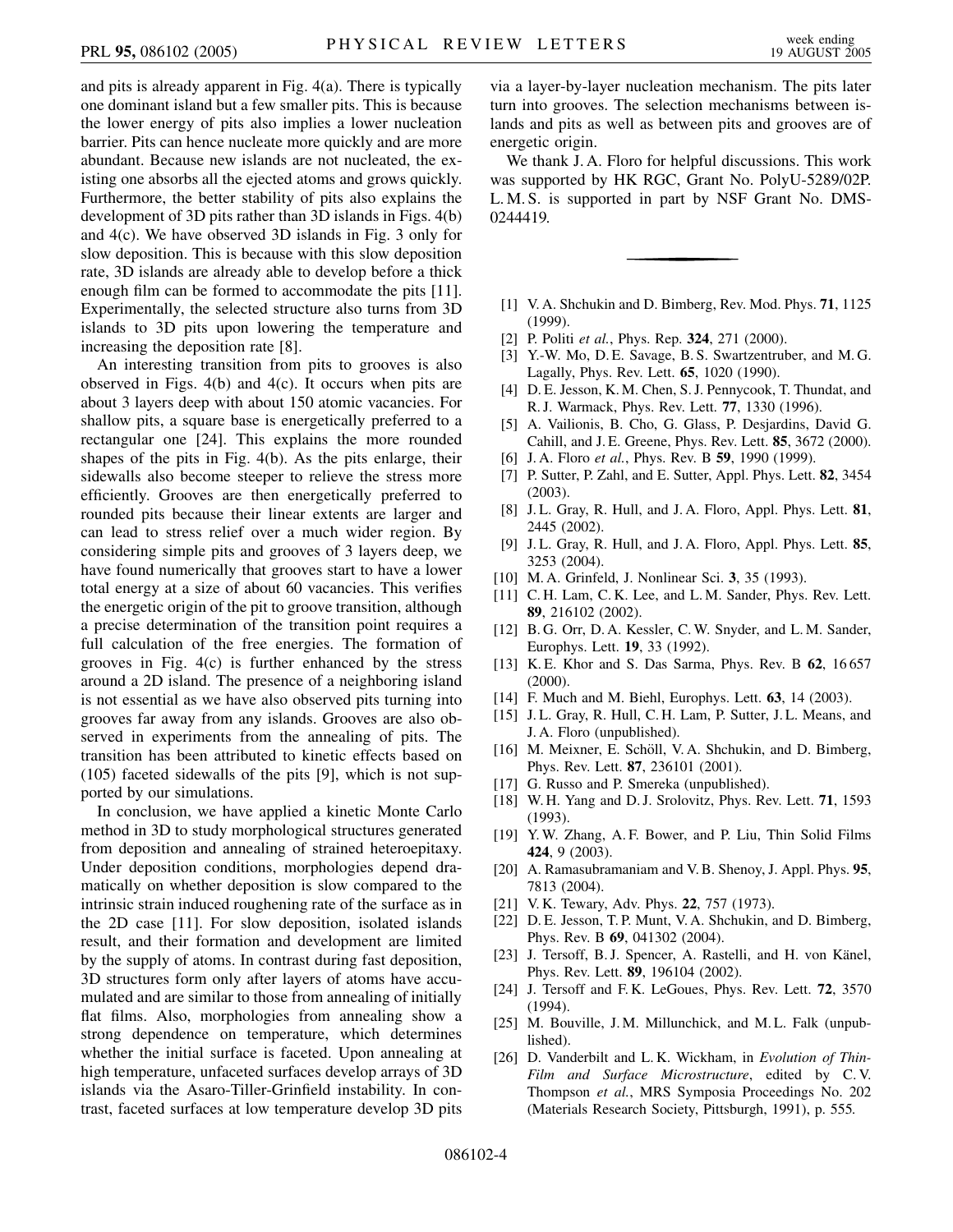and pits is already apparent in Fig. 4(a). There is typically one dominant island but a few smaller pits. This is because the lower energy of pits also implies a lower nucleation barrier. Pits can hence nucleate more quickly and are more abundant. Because new islands are not nucleated, the existing one absorbs all the ejected atoms and grows quickly. Furthermore, the better stability of pits also explains the development of 3D pits rather than 3D islands in Figs. 4(b) and 4(c). We have observed 3D islands in Fig. 3 only for slow deposition. This is because with this slow deposition rate, 3D islands are already able to develop before a thick enough film can be formed to accommodate the pits [11]. Experimentally, the selected structure also turns from 3D islands to 3D pits upon lowering the temperature and increasing the deposition rate [8].

An interesting transition from pits to grooves is also observed in Figs. 4(b) and 4(c). It occurs when pits are about 3 layers deep with about 150 atomic vacancies. For shallow pits, a square base is energetically preferred to a rectangular one [24]. This explains the more rounded shapes of the pits in Fig. 4(b). As the pits enlarge, their sidewalls also become steeper to relieve the stress more efficiently. Grooves are then energetically preferred to rounded pits because their linear extents are larger and can lead to stress relief over a much wider region. By considering simple pits and grooves of 3 layers deep, we have found numerically that grooves start to have a lower total energy at a size of about 60 vacancies. This verifies the energetic origin of the pit to groove transition, although a precise determination of the transition point requires a full calculation of the free energies. The formation of grooves in Fig. 4(c) is further enhanced by the stress around a 2D island. The presence of a neighboring island is not essential as we have also observed pits turning into grooves far away from any islands. Grooves are also observed in experiments from the annealing of pits. The transition has been attributed to kinetic effects based on (105) faceted sidewalls of the pits [9], which is not supported by our simulations.

In conclusion, we have applied a kinetic Monte Carlo method in 3D to study morphological structures generated from deposition and annealing of strained heteroepitaxy. Under deposition conditions, morphologies depend dramatically on whether deposition is slow compared to the intrinsic strain induced roughening rate of the surface as in the 2D case [11]. For slow deposition, isolated islands result, and their formation and development are limited by the supply of atoms. In contrast during fast deposition, 3D structures form only after layers of atoms have accumulated and are similar to those from annealing of initially flat films. Also, morphologies from annealing show a strong dependence on temperature, which determines whether the initial surface is faceted. Upon annealing at high temperature, unfaceted surfaces develop arrays of 3D islands via the Asaro-Tiller-Grinfield instability. In contrast, faceted surfaces at low temperature develop 3D pits via a layer-by-layer nucleation mechanism. The pits later turn into grooves. The selection mechanisms between islands and pits as well as between pits and grooves are of energetic origin.

We thank J. A. Floro for helpful discussions. This work was supported by HK RGC, Grant No. PolyU-5289/02P. L. M. S. is supported in part by NSF Grant No. DMS-0244419.

---

[1] V. A. Shchukin and D. Bimberg, Rev. Mod. Phys. **71**, 1125 (1999).

[2] P. Politi *et al.*, Phys. Rep. **324**, 271 (2000).

[3] Y.-W. Mo, D. E. Savage, B. S. Swartzentruber, and M. G. Lagally, Phys. Rev. Lett. **65**, 1020 (1990).

[4] D. E. Jesson, K. M. Chen, S. J. Pennycook, T. Thundat, and R. J. Warmack, Phys. Rev. Lett. **77**, 1330 (1996).

[5] A. Vailionis, B. Cho, G. Glass, P. Desjardins, David G. Cahill, and J. E. Greene, Phys. Rev. Lett. **85**, 3672 (2000).

[6] J. A. Floro *et al.*, Phys. Rev. B **59**, 1990 (1999).

[7] P. Sutter, P. Zahl, and E. Sutter, Appl. Phys. Lett. **82**, 3454 (2003).

[8] J. L. Gray, R. Hull, and J. A. Floro, Appl. Phys. Lett. **81**, 2445 (2002).

[9] J. L. Gray, R. Hull, and J. A. Floro, Appl. Phys. Lett. **85**, 3253 (2004).

[10] M. A. Grinfeld, J. Nonlinear Sci. **3**, 35 (1993).

[11] C. H. Lam, C. K. Lee, and L. M. Sander, Phys. Rev. Lett. **89**, 216102 (2002).

[12] B. G. Orr, D. A. Kessler, C. W. Snyder, and L. M. Sander, Europhys. Lett. **19**, 33 (1992).

[13] K. E. Khor and S. Das Sarma, Phys. Rev. B **62**, 16 657 (2000).

[14] F. Much and M. Biehl, Europhys. Lett. **63**, 14 (2003).

[15] J. L. Gray, R. Hull, C. H. Lam, P. Sutter, J. L. Means, and J. A. Floro (unpublished).

[16] M. Meixner, E. Schöll, V. A. Shchukin, and D. Bimberg, Phys. Rev. Lett. **87**, 236101 (2001).

[17] G. Russo and P. Smereka (unpublished).

[18] W. H. Yang and D. J. Srolovitz, Phys. Rev. Lett. **71**, 1593 (1993).

[19] Y. W. Zhang, A. F. Bower, and P. Liu, Thin Solid Films **424**, 9 (2003).

[20] A. Ramasubramaniam and V. B. Shenoy, J. Appl. Phys. **95**, 7813 (2004).

[21] V. K. Tewary, Adv. Phys. **22**, 757 (1973).

[22] D. E. Jesson, T. P. Munt, V. A. Shchukin, and D. Bimberg, Phys. Rev. B **69**, 041302 (2004).

[23] J. Tersoff, B. J. Spencer, A. Rastelli, and H. von Känel, Phys. Rev. Lett. **89**, 196104 (2002).

[24] J. Tersoff and F. K. LeGoues, Phys. Rev. Lett. **72**, 3570 (1994).

[25] M. Bouville, J. M. Millunchick, and M. L. Falk (unpublished).

[26] D. Vanderbilt and L. K. Wickham, in *Evolution of Thin-Film and Surface Microstructure*, edited by C. V. Thompson *et al.*, MRS Symposia Proceedings No. 202 (Materials Research Society, Pittsburgh, 1991), p. 555.